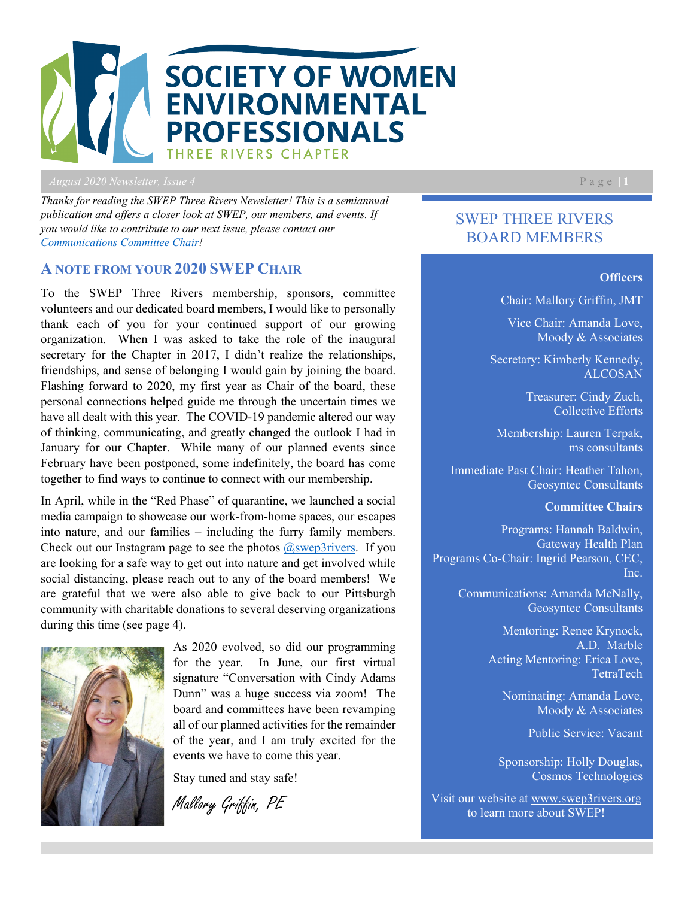# SOCIETY OF WOMEN ENVIRONMENTAL PROFESSIONALS

THREE RIVERS CHAPTER

*August 2020 Newsletter, Issue 4*

*Thanks for reading the SWEP Three Rivers Newsletter! This is a semiannual publication and offers a closer look at SWEP, our members, and events. If you would like to contribute to our next issue, please contact our Communications Committee Chair!*

## A NOTE FROM YOUR 2020 SWEP CHAIR

To the SWEP Three Rivers membership, sponsors, committee volunteers and our dedicated board members, I would like to personally thank each of you for your continued support of our growing organization. When I was asked to take the role of the inaugural secretary for the Chapter in 2017, I didn't realize the relationships, friendships, and sense of belonging I would gain by joining the board. Flashing forward to 2020, my first year as Chair of the board, these personal connections helped guide me through the uncertain times we have all dealt with this year. The COVID-19 pandemic altered our way of thinking, communicating, and greatly changed the outlook I had in January for our Chapter. While many of our planned events since February have been postponed, some indefinitely, the board has come together to find ways to continue to connect with our membership.

In April, while in the "Red Phase" of quarantine, we launched a social media campaign to showcase our work-from-home spaces, our escapes into nature, and our families – including the furry family members. Check out our Instagram page to see the photos @swep3rivers. If you are looking for a safe way to get out into nature and get involved while social distancing, please reach out to any of the board members! We are grateful that we were also able to give back to our Pittsburgh community with charitable donations to several deserving organizations during this time (see page 4).

As 2020 evolved, so did our programming for the year. In June, our first virtual signature "Conversation with Cindy Adams Dunn" was a huge success via zoom! The board and committees have been revamping all of our planned activities for the remainder of the year, and I am truly excited for the events we have to come this year.

Stay tuned and stay safe!

*Mallory Griffin, PE*

## SWEP THREE RIVERS BOARD MEMBERS

**Officers**

Chair: Mallory Griffin, JMT

Vice Chair: Amanda Love, Moody & Associates

Secretary: Kimberly Kennedy, ALCOSAN

Treasurer: Cindy Zuch, Collective Efforts

Membership: Lauren Terpak, ms consultants

Immediate Past Chair: Heather Tahon, Geosyntec Consultants

**Committee Chairs**

Programs: Hannah Baldwin, Gateway Health Plan

Programs Co-Chair: Ingrid Pearson, CEC, Inc.

Communications: Amanda McNally, Geosyntec Consultants

Mentoring: Renee Krynock, A.D. Marble

Acting Mentoring: Erica Love, TetraTech

Nominating: Amanda Love, Moody & Associates

Public Service: Vacant

Sponsorship: Holly Douglas, Cosmos Technologies

Visit our website at www.swep3rivers.org to learn more about SWEP!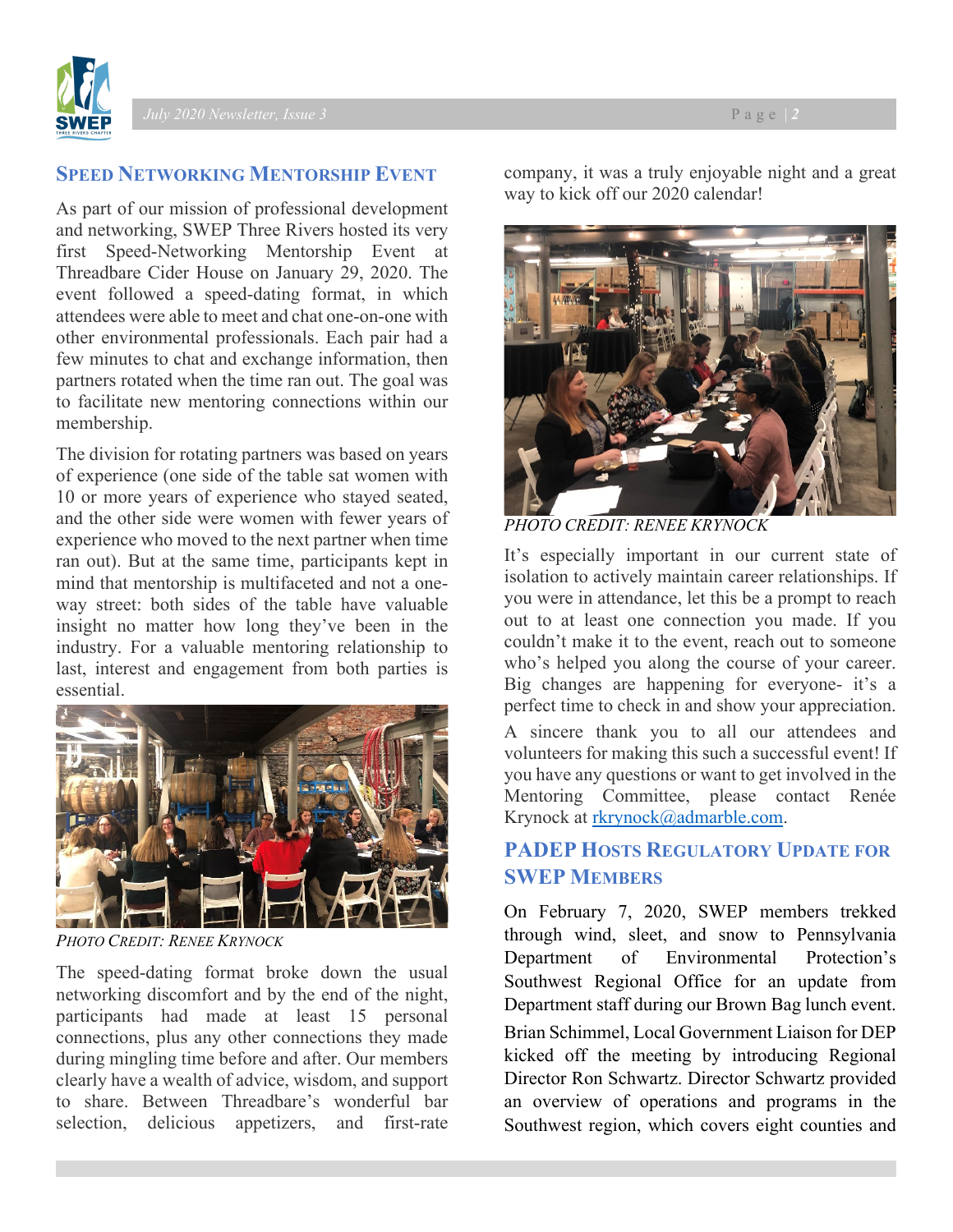## Speed Networking Mentorship Event

As part of our mission of professional development and networking, SWEP Three Rivers hosted its very first Speed-Networking Mentorship Event at Threadbare Cider House on January 29, 2020. The event followed a speed-dating format, in which attendees were able to meet and chat one-on-one with other environmental professionals. Each pair had a few minutes to chat and exchange information, then partners rotated when the time ran out. The goal was to facilitate new mentoring connections within our membership.

The division for rotating partners was based on years of experience (one side of the table sat women with 10 or more years of experience who stayed seated, and the other side were women with fewer years of experience who moved to the next partner when time ran out). But at the same time, participants kept in mind that mentorship is multifaceted and not a one-way street: both sides of the table have valuable insight no matter how long they've been in the industry. For a valuable mentoring relationship to last, interest and engagement from both parties is essential.

*Photo Credit: Renee Krynock*

The speed-dating format broke down the usual networking discomfort and by the end of the night, participants had made at least 15 personal connections, plus any other connections they made during mingling time before and after. Our members clearly have a wealth of advice, wisdom, and support to share. Between Threadbare's wonderful bar selection, delicious appetizers, and first-rate company, it was a truly enjoyable night and a great way to kick off our 2020 calendar!

*PHOTO CREDIT: RENEE KRYNOCK*

It's especially important in our current state of isolation to actively maintain career relationships. If you were in attendance, let this be a prompt to reach out to at least one connection you made. If you couldn't make it to the event, reach out to someone who's helped you along the course of your career. Big changes are happening for everyone- it's a perfect time to check in and show your appreciation.

A sincere thank you to all our attendees and volunteers for making this such a successful event! If you have any questions or want to get involved in the Mentoring Committee, please contact Renée Krynock at rkrynock@admarble.com.

## PADEP Hosts Regulatory Update for SWEP Members

On February 7, 2020, SWEP members trekked through wind, sleet, and snow to Pennsylvania Department of Environmental Protection's Southwest Regional Office for an update from Department staff during our Brown Bag lunch event.

Brian Schimmel, Local Government Liaison for DEP kicked off the meeting by introducing Regional Director Ron Schwartz. Director Schwartz provided an overview of operations and programs in the Southwest region, which covers eight counties and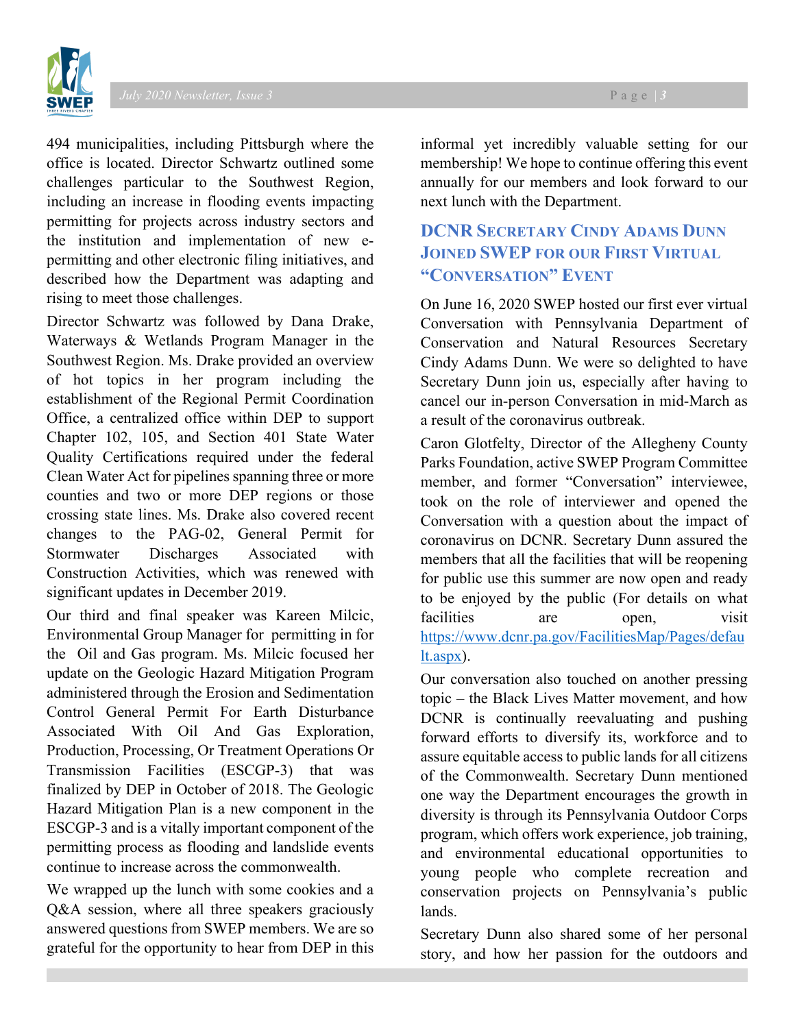494 municipalities, including Pittsburgh where the office is located. Director Schwartz outlined some challenges particular to the Southwest Region, including an increase in flooding events impacting permitting for projects across industry sectors and the institution and implementation of new e-permitting and other electronic filing initiatives, and described how the Department was adapting and rising to meet those challenges.

Director Schwartz was followed by Dana Drake, Waterways & Wetlands Program Manager in the Southwest Region. Ms. Drake provided an overview of hot topics in her program including the establishment of the Regional Permit Coordination Office, a centralized office within DEP to support Chapter 102, 105, and Section 401 State Water Quality Certifications required under the federal Clean Water Act for pipelines spanning three or more counties and two or more DEP regions or those crossing state lines. Ms. Drake also covered recent changes to the PAG-02, General Permit for Stormwater Discharges Associated with Construction Activities, which was renewed with significant updates in December 2019.

Our third and final speaker was Kareen Milcic, Environmental Group Manager for permitting in for the Oil and Gas program. Ms. Milcic focused her update on the Geologic Hazard Mitigation Program administered through the Erosion and Sedimentation Control General Permit For Earth Disturbance Associated With Oil And Gas Exploration, Production, Processing, Or Treatment Operations Or Transmission Facilities (ESCGP-3) that was finalized by DEP in October of 2018. The Geologic Hazard Mitigation Plan is a new component in the ESCGP-3 and is a vitally important component of the permitting process as flooding and landslide events continue to increase across the commonwealth.

We wrapped up the lunch with some cookies and a Q&A session, where all three speakers graciously answered questions from SWEP members. We are so grateful for the opportunity to hear from DEP in this informal yet incredibly valuable setting for our membership! We hope to continue offering this event annually for our members and look forward to our next lunch with the Department.

## DCNR Secretary Cindy Adams Dunn Joined SWEP for our First Virtual "Conversation" Event

On June 16, 2020 SWEP hosted our first ever virtual Conversation with Pennsylvania Department of Conservation and Natural Resources Secretary Cindy Adams Dunn. We were so delighted to have Secretary Dunn join us, especially after having to cancel our in-person Conversation in mid-March as a result of the coronavirus outbreak.

Caron Glotfelty, Director of the Allegheny County Parks Foundation, active SWEP Program Committee member, and former "Conversation" interviewee, took on the role of interviewer and opened the Conversation with a question about the impact of coronavirus on DCNR. Secretary Dunn assured the members that all the facilities that will be reopening for public use this summer are now open and ready to be enjoyed by the public (For details on what facilities are open, visit https://www.dcnr.pa.gov/FacilitiesMap/Pages/default.aspx).

Our conversation also touched on another pressing topic – the Black Lives Matter movement, and how DCNR is continually reevaluating and pushing forward efforts to diversify its, workforce and to assure equitable access to public lands for all citizens of the Commonwealth. Secretary Dunn mentioned one way the Department encourages the growth in diversity is through its Pennsylvania Outdoor Corps program, which offers work experience, job training, and environmental educational opportunities to young people who complete recreation and conservation projects on Pennsylvania's public lands.

Secretary Dunn also shared some of her personal story, and how her passion for the outdoors and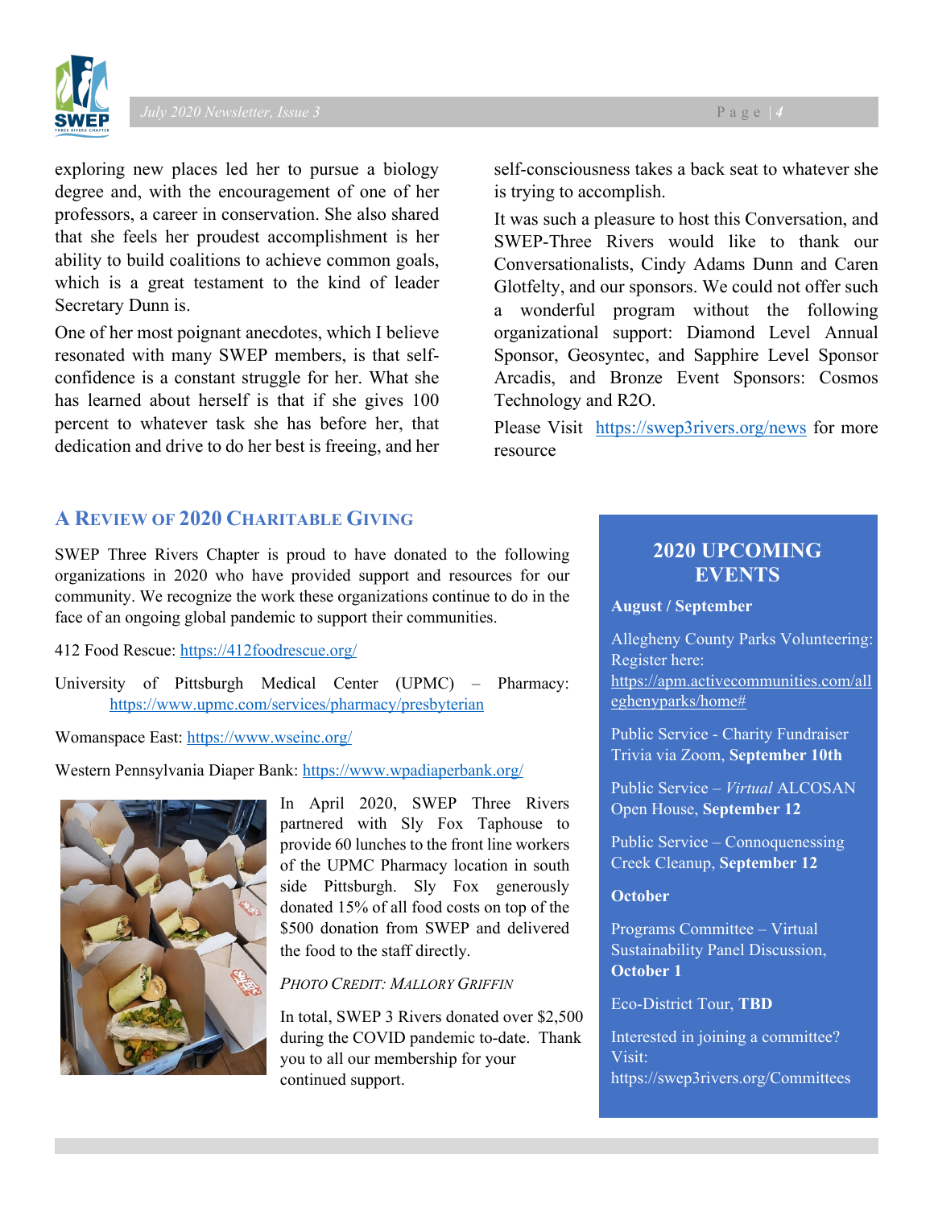exploring new places led her to pursue a biology degree and, with the encouragement of one of her professors, a career in conservation. She also shared that she feels her proudest accomplishment is her ability to build coalitions to achieve common goals, which is a great testament to the kind of leader Secretary Dunn is.

One of her most poignant anecdotes, which I believe resonated with many SWEP members, is that self-confidence is a constant struggle for her. What she has learned about herself is that if she gives 100 percent to whatever task she has before her, that dedication and drive to do her best is freeing, and her self-consciousness takes a back seat to whatever she is trying to accomplish.

It was such a pleasure to host this Conversation, and SWEP-Three Rivers would like to thank our Conversationalists, Cindy Adams Dunn and Caren Glotfelty, and our sponsors. We could not offer such a wonderful program without the following organizational support: Diamond Level Annual Sponsor, Geosyntec, and Sapphire Level Sponsor Arcadis, and Bronze Event Sponsors: Cosmos Technology and R2O.

Please Visit https://swep3rivers.org/news for more resource

## A Review of 2020 Charitable Giving

SWEP Three Rivers Chapter is proud to have donated to the following organizations in 2020 who have provided support and resources for our community. We recognize the work these organizations continue to do in the face of an ongoing global pandemic to support their communities.

412 Food Rescue: https://412foodrescue.org/

University of Pittsburgh Medical Center (UPMC) – Pharmacy: https://www.upmc.com/services/pharmacy/presbyterian

Womanspace East: https://www.wseinc.org/

Western Pennsylvania Diaper Bank: https://www.wpadiaperbank.org/

In April 2020, SWEP Three Rivers partnered with Sly Fox Taphouse to provide 60 lunches to the front line workers of the UPMC Pharmacy location in south side Pittsburgh. Sly Fox generously donated 15% of all food costs on top of the $500 donation from SWEP and delivered the food to the staff directly.

*Photo Credit: Mallory Griffin*

In total, SWEP 3 Rivers donated over $2,500 during the COVID pandemic to-date. Thank you to all our membership for your continued support.

## 2020 Upcoming Events

**August / September**

Allegheny County Parks Volunteering: Register here: https://apm.activecommunities.com/alleghenyparks/home#

Public Service - Charity Fundraiser Trivia via Zoom, **September 10th**

Public Service – *Virtual* ALCOSAN Open House, **September 12**

Public Service – Connoquenessing Creek Cleanup, **September 12**

**October**

Programs Committee – Virtual Sustainability Panel Discussion, **October 1**

Eco-District Tour, **TBD**

Interested in joining a committee? Visit: https://swep3rivers.org/Committees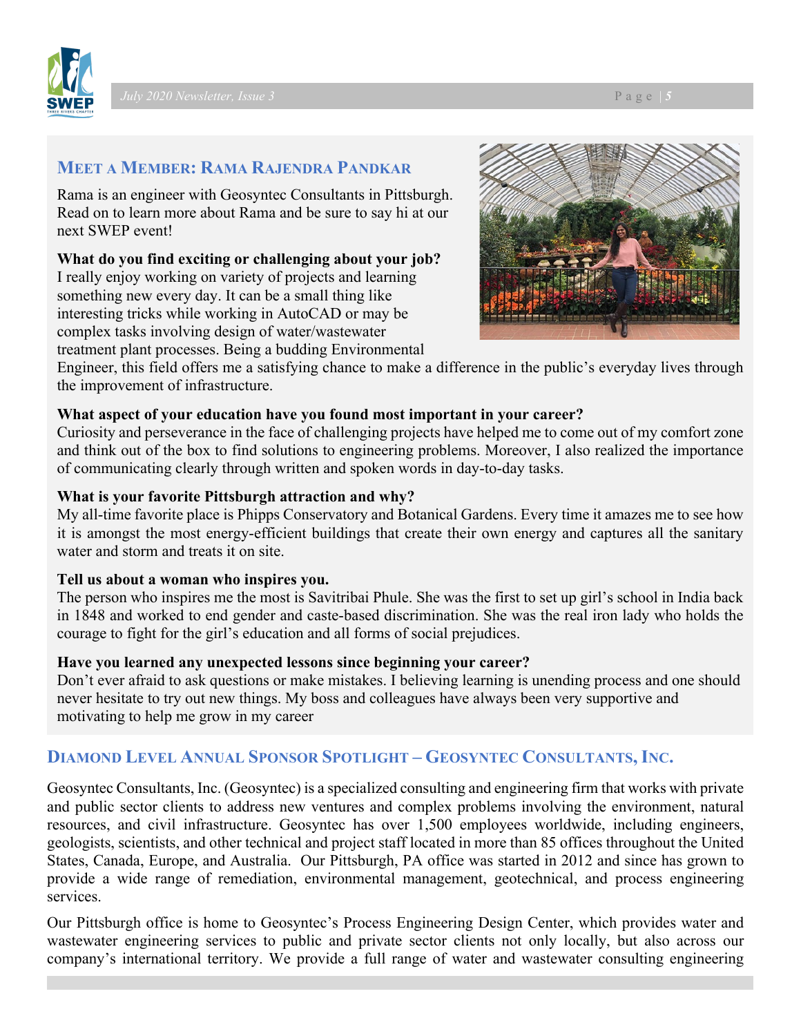## Meet a Member: Rama Rajendra Pandkar

Rama is an engineer with Geosyntec Consultants in Pittsburgh. Read on to learn more about Rama and be sure to say hi at our next SWEP event!

**What do you find exciting or challenging about your job?**
I really enjoy working on variety of projects and learning something new every day. It can be a small thing like interesting tricks while working in AutoCAD or may be complex tasks involving design of water/wastewater treatment plant processes. Being a budding Environmental Engineer, this field offers me a satisfying chance to make a difference in the public's everyday lives through the improvement of infrastructure.

**What aspect of your education have you found most important in your career?**
Curiosity and perseverance in the face of challenging projects have helped me to come out of my comfort zone and think out of the box to find solutions to engineering problems. Moreover, I also realized the importance of communicating clearly through written and spoken words in day-to-day tasks.

**What is your favorite Pittsburgh attraction and why?**
My all-time favorite place is Phipps Conservatory and Botanical Gardens. Every time it amazes me to see how it is amongst the most energy-efficient buildings that create their own energy and captures all the sanitary water and storm and treats it on site.

**Tell us about a woman who inspires you.**
The person who inspires me the most is Savitribai Phule. She was the first to set up girl's school in India back in 1848 and worked to end gender and caste-based discrimination. She was the real iron lady who holds the courage to fight for the girl's education and all forms of social prejudices.

**Have you learned any unexpected lessons since beginning your career?**
Don't ever afraid to ask questions or make mistakes. I believing learning is unending process and one should never hesitate to try out new things. My boss and colleagues have always been very supportive and motivating to help me grow in my career

## Diamond Level Annual Sponsor Spotlight – Geosyntec Consultants, Inc.

Geosyntec Consultants, Inc. (Geosyntec) is a specialized consulting and engineering firm that works with private and public sector clients to address new ventures and complex problems involving the environment, natural resources, and civil infrastructure. Geosyntec has over 1,500 employees worldwide, including engineers, geologists, scientists, and other technical and project staff located in more than 85 offices throughout the United States, Canada, Europe, and Australia. Our Pittsburgh, PA office was started in 2012 and since has grown to provide a wide range of remediation, environmental management, geotechnical, and process engineering services.

Our Pittsburgh office is home to Geosyntec's Process Engineering Design Center, which provides water and wastewater engineering services to public and private sector clients not only locally, but also across our company's international territory. We provide a full range of water and wastewater consulting engineering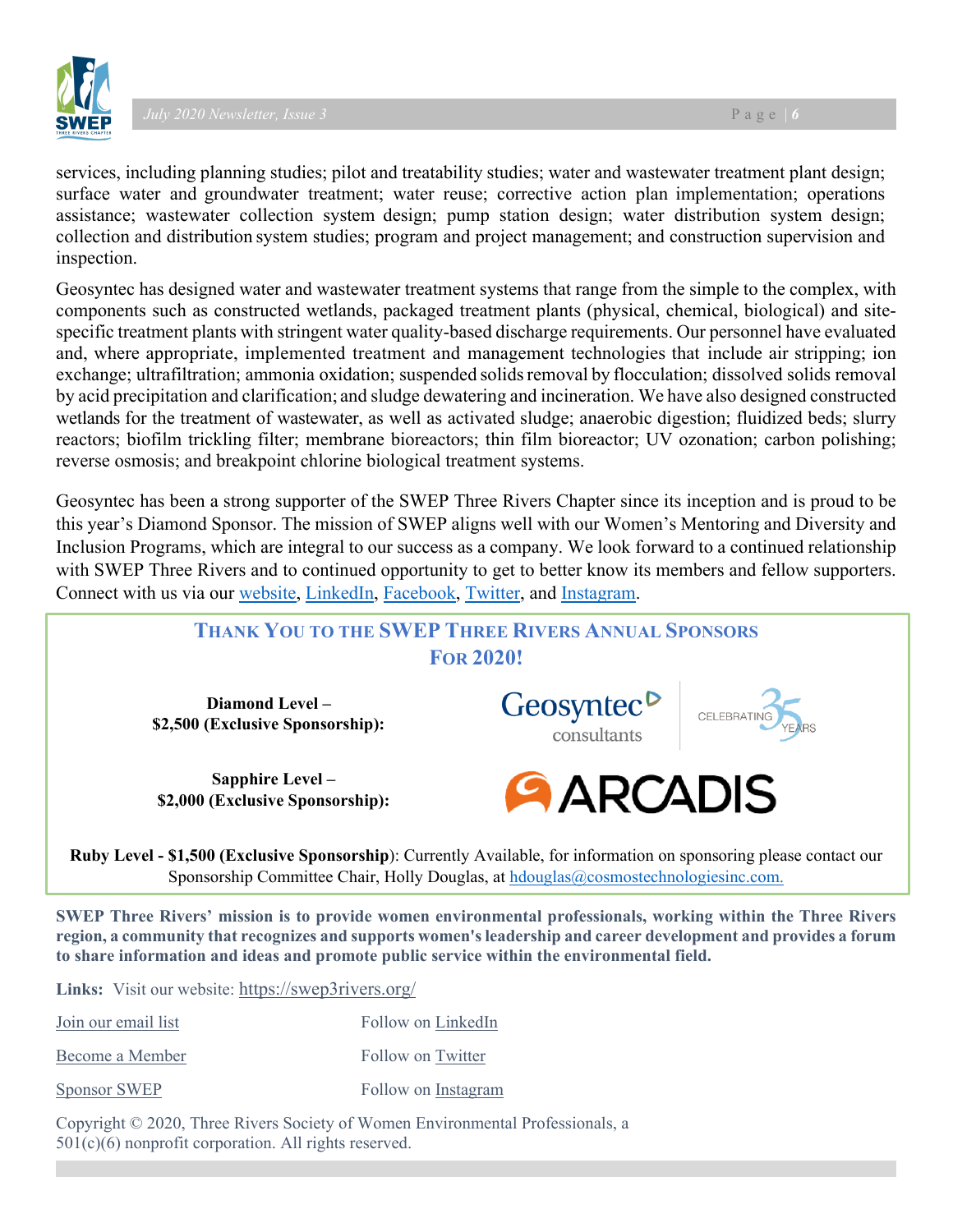services, including planning studies; pilot and treatability studies; water and wastewater treatment plant design; surface water and groundwater treatment; water reuse; corrective action plan implementation; operations assistance; wastewater collection system design; pump station design; water distribution system design; collection and distribution system studies; program and project management; and construction supervision and inspection.

Geosyntec has designed water and wastewater treatment systems that range from the simple to the complex, with components such as constructed wetlands, packaged treatment plants (physical, chemical, biological) and site-specific treatment plants with stringent water quality-based discharge requirements. Our personnel have evaluated and, where appropriate, implemented treatment and management technologies that include air stripping; ion exchange; ultrafiltration; ammonia oxidation; suspended solids removal by flocculation; dissolved solids removal by acid precipitation and clarification; and sludge dewatering and incineration. We have also designed constructed wetlands for the treatment of wastewater, as well as activated sludge; anaerobic digestion; fluidized beds; slurry reactors; biofilm trickling filter; membrane bioreactors; thin film bioreactor; UV ozonation; carbon polishing; reverse osmosis; and breakpoint chlorine biological treatment systems.

Geosyntec has been a strong supporter of the SWEP Three Rivers Chapter since its inception and is proud to be this year's Diamond Sponsor. The mission of SWEP aligns well with our Women's Mentoring and Diversity and Inclusion Programs, which are integral to our success as a company. We look forward to a continued relationship with SWEP Three Rivers and to continued opportunity to get to better know its members and fellow supporters. Connect with us via our website, LinkedIn, Facebook, Twitter, and Instagram.

## Thank You to the SWEP Three Rivers Annual Sponsors For 2020!

**Diamond Level – $2,500 (Exclusive Sponsorship):** Geosyntec consultants — Celebrating 35 Years

**Sapphire Level – $2,000 (Exclusive Sponsorship):** ARCADIS

**Ruby Level - $1,500 (Exclusive Sponsorship)**: Currently Available, for information on sponsoring please contact our Sponsorship Committee Chair, Holly Douglas, at hdouglas@cosmostechnologiesinc.com.

**SWEP Three Rivers' mission is to provide women environmental professionals, working within the Three Rivers region, a community that recognizes and supports women's leadership and career development and provides a forum to share information and ideas and promote public service within the environmental field.**

**Links:** Visit our website: https://swep3rivers.org/

Join our email list — Follow on LinkedIn

Become a Member — Follow on Twitter

Sponsor SWEP — Follow on Instagram

Copyright © 2020, Three Rivers Society of Women Environmental Professionals, a 501(c)(6) nonprofit corporation. All rights reserved.